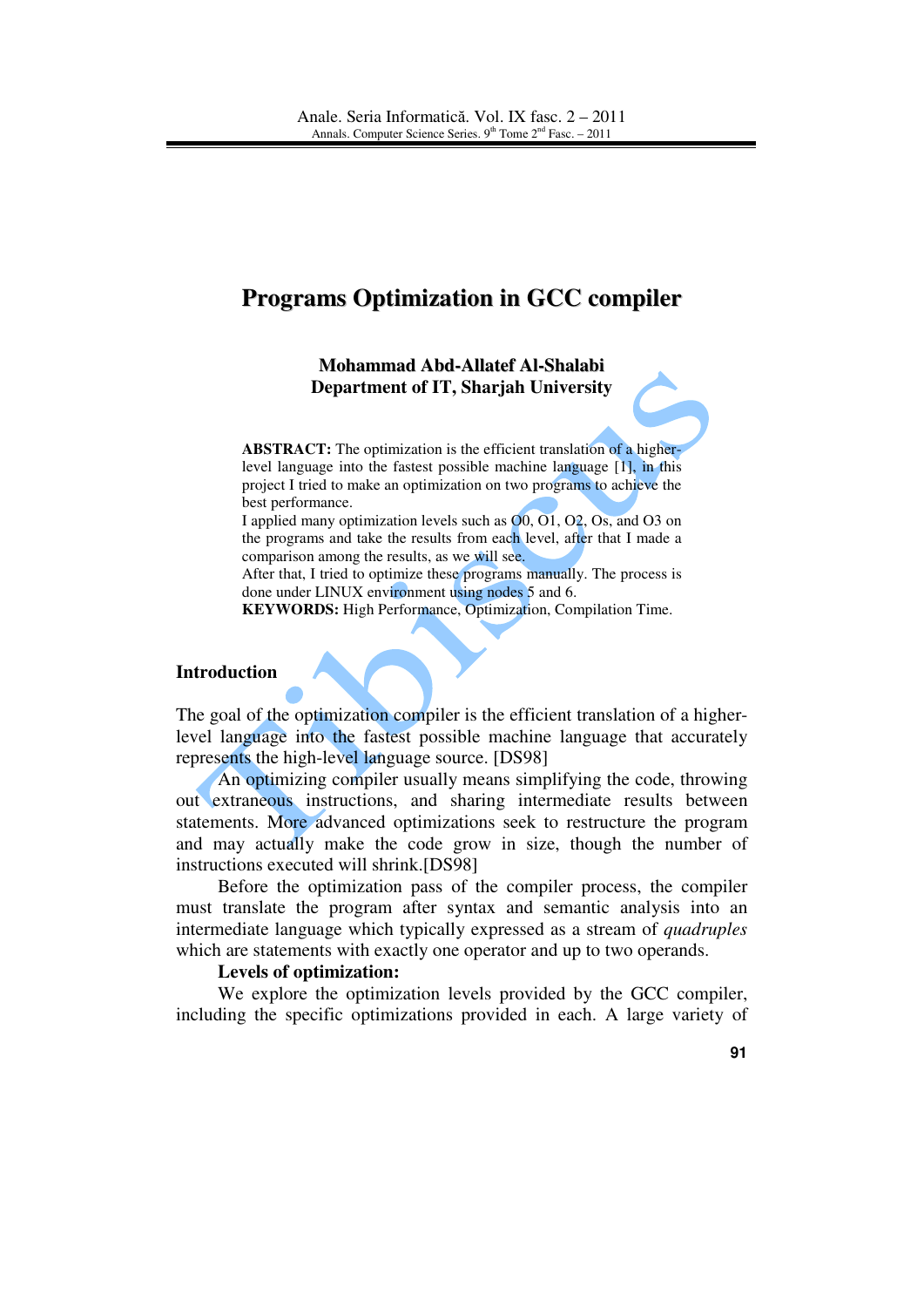# Programs Optimization in GCC compiler

**Mohammad Abd-Allatef Al-Shalabi**
**Department of IT, Sharjah University**

**ABSTRACT:** The optimization is the efficient translation of a higher-level language into the fastest possible machine language [1], in this project I tried to make an optimization on two programs to achieve the best performance.

I applied many optimization levels such as O0, O1, O2, Os, and O3 on the programs and take the results from each level, after that I made a comparison among the results, as we will see.

After that, I tried to optimize these program manually. The process is done under LINUX environment using nodes 5 and 6.

**KEYWORDS:** High Performance, Optimization, Compilation Time.

## Introduction

The goal of the optimization compiler is the efficient translation of a higher-level language into the fastest possible machine language that accurately represents the high-level language source. [DS98]

An optimizing compiler usually means simplifying the code, throwing out extraneous instructions, and sharing intermediate results between statements. More advanced optimizations seek to restructure the program and may actually make the code grow in size, though the number of instructions executed will shrink.[DS98]

Before the optimization pass of the compiler process, the compiler must translate the program after syntax and semantic analysis into an intermediate language which typically expressed as a stream of *quadruples* which are statements with exactly one operator and up to two operands.

**Levels of optimization:**

We explore the optimization levels provided by the GCC compiler, including the specific optimizations provided in each. A large variety of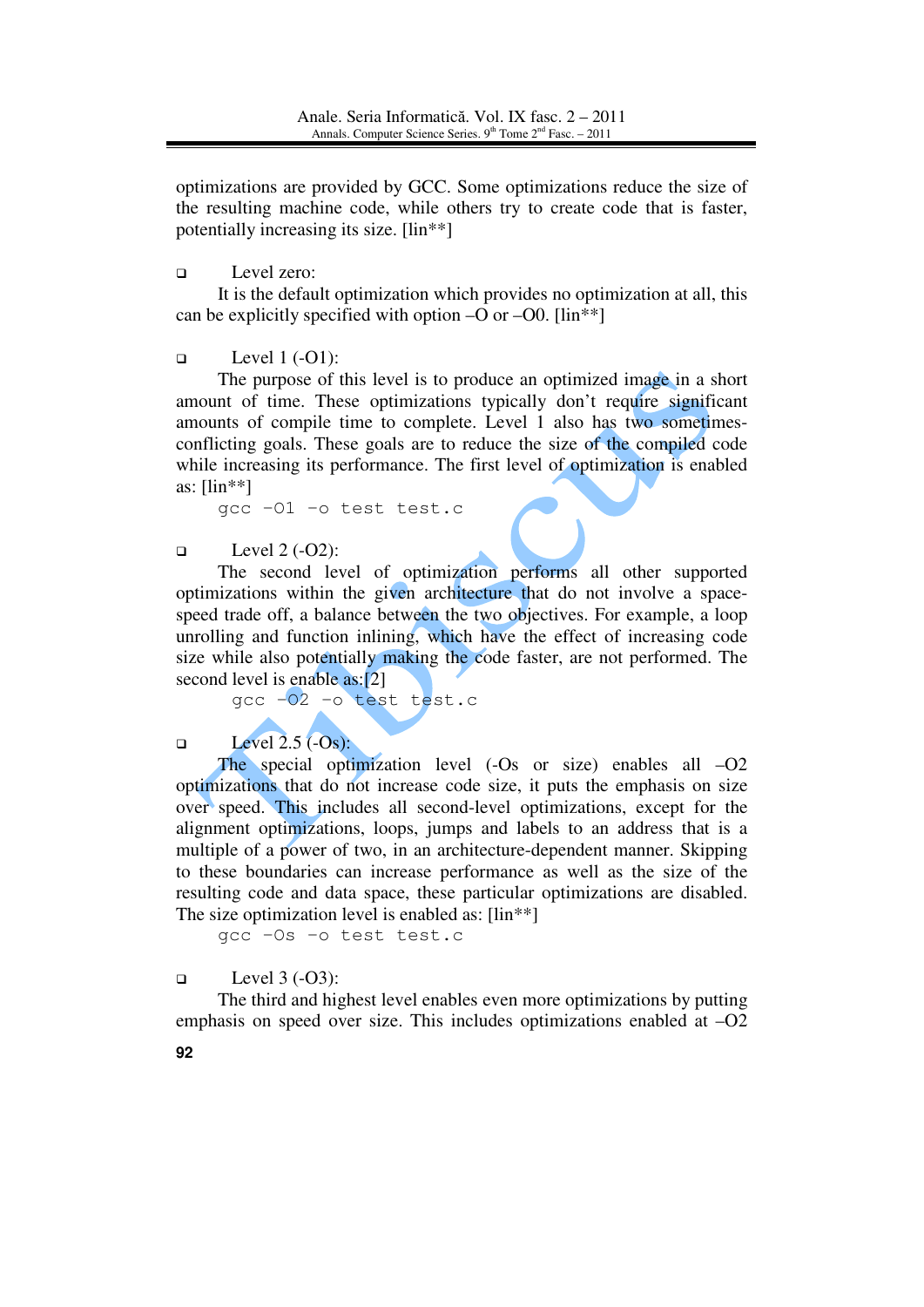optimizations are provided by GCC. Some optimizations reduce the size of the resulting machine code, while others try to create code that is faster, potentially increasing its size. [lin**]

- Level zero:

  It is the default optimization which provides no optimization at all, this can be explicitly specified with option –O or –O0. [lin**]

- Level 1 (-O1):

  The purpose of this level is to produce an optimized image in a short amount of time. These optimizations typically don't require significant amounts of compile time to complete. Level 1 also has two sometimes-conflicting goals. These goals are to reduce the size of the compiled code while increasing its performance. The first level of optimization is enabled as: [lin**]

```
gcc -O1 -o test test.c
```

- Level 2 (-O2):

  The second level of optimization performs all other supported optimizations within the given architecture that do not involve a space-speed trade off, a balance between the two objectives. For example, a loop unrolling and function inlining, which have the effect of increasing code size while also potentially making the code faster, are not performed. The second level is enable as:[2]

```
gcc -O2 -o test test.c
```

- Level 2.5 (-Os):

  The special optimization level (-Os or size) enables all –O2 optimizations that do not increase code size, it puts the emphasis on size over speed. This includes all second-level optimizations, except for the alignment optimizations, loops, jumps and labels to an address that is a multiple of a power of two, in an architecture-dependent manner. Skipping to these boundaries can increase performance as well as the size of the resulting code and data space, these particular optimizations are disabled. The size optimization level is enabled as: [lin**]

```
gcc -Os -o test test.c
```

- Level 3 (-O3):

  The third and highest level enables even more optimizations by putting emphasis on speed over size. This includes optimizations enabled at –O2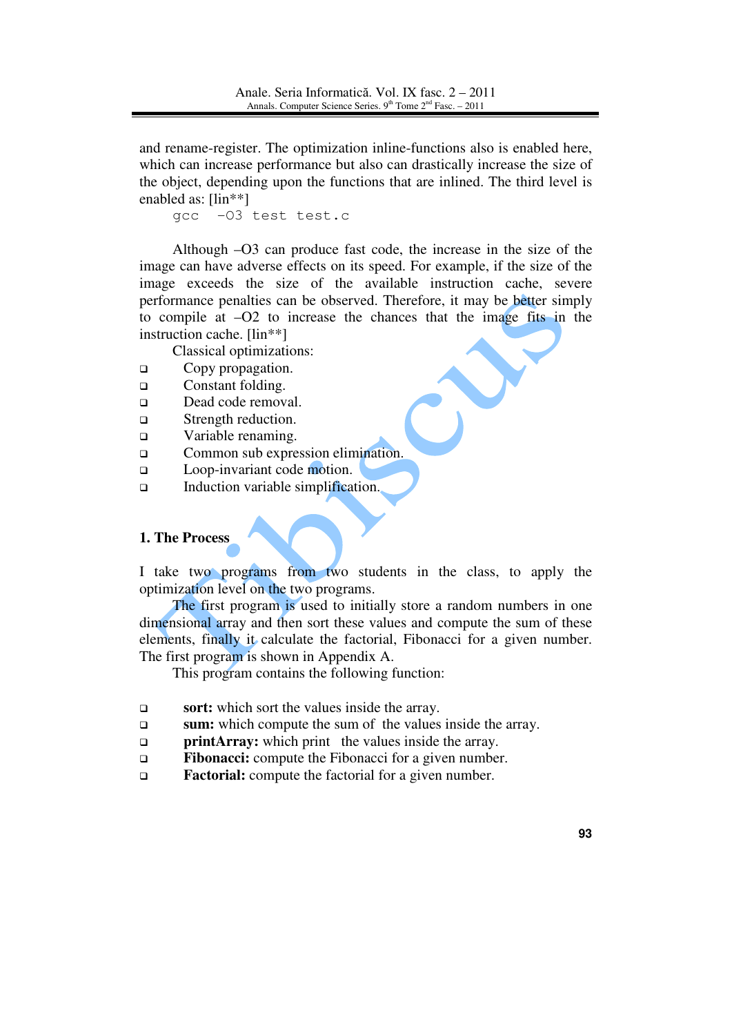and rename-register. The optimization inline-functions also is enabled here, which can increase performance but also can drastically increase the size of the object, depending upon the functions that are inlined. The third level is enabled as: [lin**]

```
gcc  -O3 test test.c
```

Although –O3 can produce fast code, the increase in the size of the image can have adverse effects on its speed. For example, if the size of the image exceeds the size of the available instruction cache, severe performance penalties can be observed. Therefore, it may be better simply to compile at –O2 to increase the chances that the image fits in the instruction cache. [lin**]

Classical optimizations:

- Copy propagation.
- Constant folding.
- Dead code removal.
- Strength reduction.
- Variable renaming.
- Common sub expression elimination.
- Loop-invariant code motion.
- Induction variable simplification.

## 1. The Process

I take two programs from two students in the class, to apply the optimization level on the two programs.

The first program is used to initially store a random numbers in one dimensional array and then sort these values and compute the sum of these elements, finally it calculate the factorial, Fibonacci for a given number. The first program is shown in Appendix A.

This program contains the following function:

- **sort:** which sort the values inside the array.
- **sum:** which compute the sum of the values inside the array.
- **printArray:** which print the values inside the array.
- **Fibonacci:** compute the Fibonacci for a given number.
- **Factorial:** compute the factorial for a given number.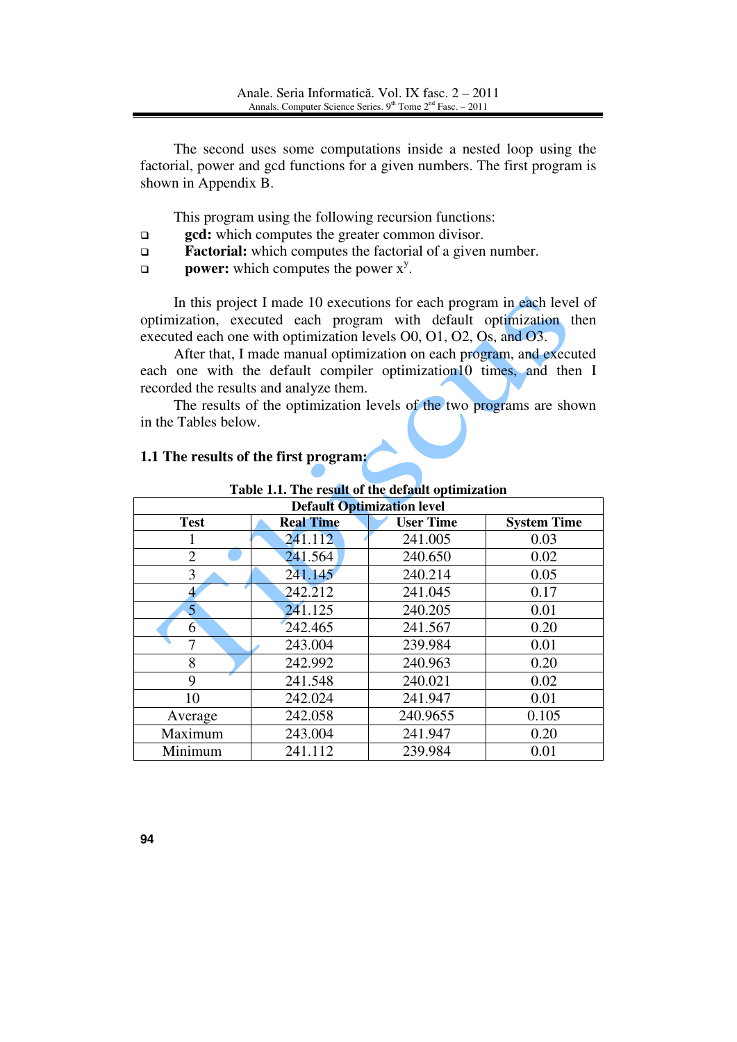The second uses some computations inside a nested loop using the factorial, power and gcd functions for a given numbers. The first program is shown in Appendix B.

This program using the following recursion functions:

- **gcd:** which computes the greater common divisor.
- **Factorial:** which computes the factorial of a given number.
- **power:** which computes the power $x^y$.

In this project I made 10 executions for each program in each level of optimization, executed each program with default optimization then executed each one with optimization levels O0, O1, O2, Os, and O3.

After that, I made manual optimization on each program, and executed each one with the default compiler optimization10 times, and then I recorded the results and analyze them.

The results of the optimization levels of the two programs are shown in the Tables below.

### 1.1 The results of the first program:

**Table 1.1. The result of the default optimization**

| Default Optimization level | | | |
|---|---|---|---|
| **Test** | **Real Time** | **User Time** | **System Time** |
| 1 | 241.112 | 241.005 | 0.03 |
| 2 | 241.564 | 240.650 | 0.02 |
| 3 | 241.145 | 240.214 | 0.05 |
| 4 | 242.212 | 241.045 | 0.17 |
| 5 | 241.125 | 240.205 | 0.01 |
| 6 | 242.465 | 241.567 | 0.20 |
| 7 | 243.004 | 239.984 | 0.01 |
| 8 | 242.992 | 240.963 | 0.20 |
| 9 | 241.548 | 240.021 | 0.02 |
| 10 | 242.024 | 241.947 | 0.01 |
| Average | 242.058 | 240.9655 | 0.105 |
| Maximum | 243.004 | 241.947 | 0.20 |
| Minimum | 241.112 | 239.984 | 0.01 |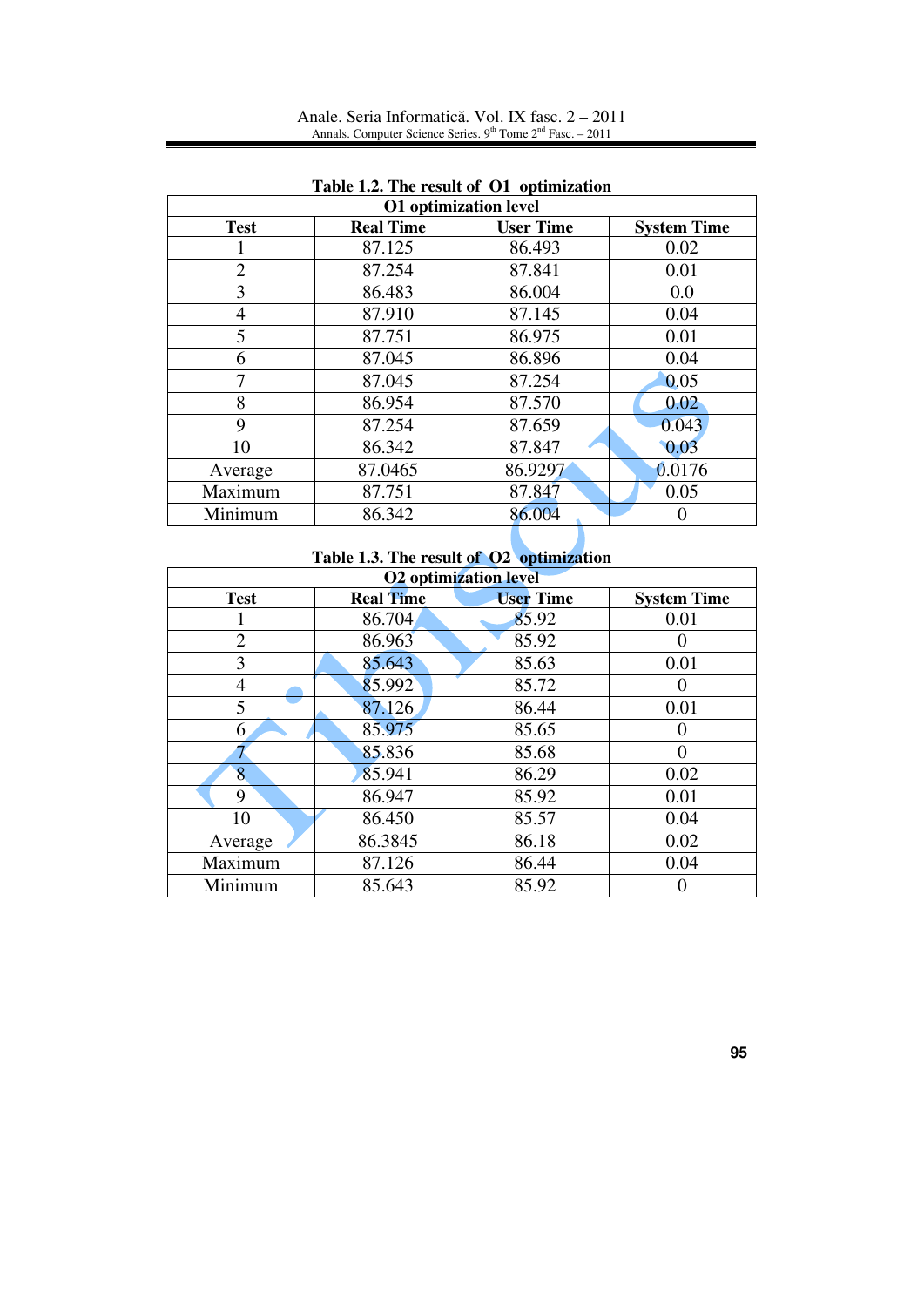**Table 1.2. The result of O1 optimization**

| O1 optimization level | | | |
|---|---|---|---|
| **Test** | **Real Time** | **User Time** | **System Time** |
| 1 | 87.125 | 86.493 | 0.02 |
| 2 | 87.254 | 87.841 | 0.01 |
| 3 | 86.483 | 86.004 | 0.0 |
| 4 | 87.910 | 87.145 | 0.04 |
| 5 | 87.751 | 86.975 | 0.01 |
| 6 | 87.045 | 86.896 | 0.04 |
| 7 | 87.045 | 87.254 | 0.05 |
| 8 | 86.954 | 87.570 | 0.02 |
| 9 | 87.254 | 87.659 | 0.043 |
| 10 | 86.342 | 87.847 | 0.03 |
| Average | 87.0465 | 86.9297 | 0.0176 |
| Maximum | 87.751 | 87.847 | 0.05 |
| Minimum | 86.342 | 86.004 | 0 |

**Table 1.3. The result of O2 optimization**

| O2 optimization level | | | |
|---|---|---|---|
| **Test** | **Real Time** | **User Time** | **System Time** |
| 1 | 86.704 | 85.92 | 0.01 |
| 2 | 86.963 | 85.92 | 0 |
| 3 | 85.643 | 85.63 | 0.01 |
| 4 | 85.992 | 85.72 | 0 |
| 5 | 87.126 | 86.44 | 0.01 |
| 6 | 85.975 | 85.65 | 0 |
| 7 | 85.836 | 85.68 | 0 |
| 8 | 85.941 | 86.29 | 0.02 |
| 9 | 86.947 | 85.92 | 0.01 |
| 10 | 86.450 | 85.57 | 0.04 |
| Average | 86.3845 | 86.18 | 0.02 |
| Maximum | 87.126 | 86.44 | 0.04 |
| Minimum | 85.643 | 85.92 | 0 |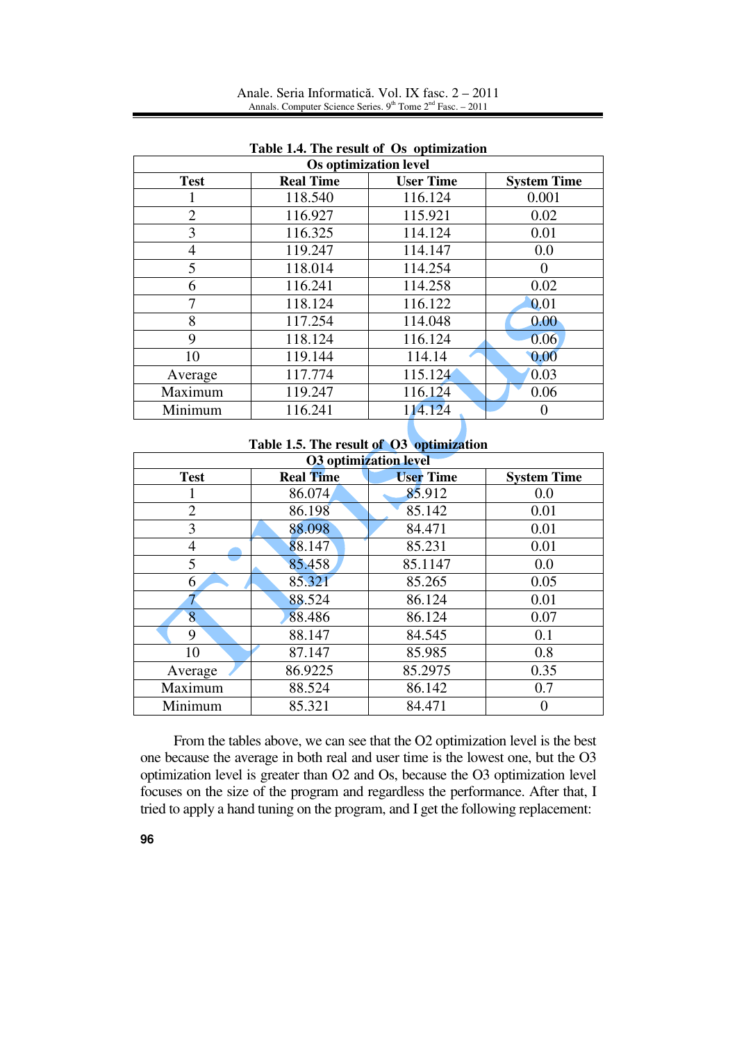**Table 1.4. The result of Os optimization**

| Os optimization level | | | |
|---|---|---|---|
| **Test** | **Real Time** | **User Time** | **System Time** |
| 1 | 118.540 | 116.124 | 0.001 |
| 2 | 116.927 | 115.921 | 0.02 |
| 3 | 116.325 | 114.124 | 0.01 |
| 4 | 119.247 | 114.147 | 0.0 |
| 5 | 118.014 | 114.254 | 0 |
| 6 | 116.241 | 114.258 | 0.02 |
| 7 | 118.124 | 116.122 | 0.01 |
| 8 | 117.254 | 114.048 | 0.00 |
| 9 | 118.124 | 116.124 | 0.06 |
| 10 | 119.144 | 114.14 | 0.00 |
| Average | 117.774 | 115.124 | 0.03 |
| Maximum | 119.247 | 116.124 | 0.06 |
| Minimum | 116.241 | 114.124 | 0 |

**Table 1.5. The result of O3 optimization**

| O3 optimization level | | | |
|---|---|---|---|
| **Test** | **Real Time** | **User Time** | **System Time** |
| 1 | 86.074 | 85.912 | 0.0 |
| 2 | 86.198 | 85.142 | 0.01 |
| 3 | 88.098 | 84.471 | 0.01 |
| 4 | 88.147 | 85.231 | 0.01 |
| 5 | 85.458 | 85.1147 | 0.0 |
| 6 | 85.321 | 85.265 | 0.05 |
| 7 | 88.524 | 86.124 | 0.01 |
| 8 | 88.486 | 86.124 | 0.07 |
| 9 | 88.147 | 84.545 | 0.1 |
| 10 | 87.147 | 85.985 | 0.8 |
| Average | 86.9225 | 85.2975 | 0.35 |
| Maximum | 88.524 | 86.142 | 0.7 |
| Minimum | 85.321 | 84.471 | 0 |

From the tables above, we can see that the O2 optimization level is the best one because the average in both real and user time is the lowest one, but the O3 optimization level is greater than O2 and Os, because the O3 optimization level focuses on the size of the program and regardless the performance. After that, I tried to apply a hand tuning on the program, and I get the following replacement: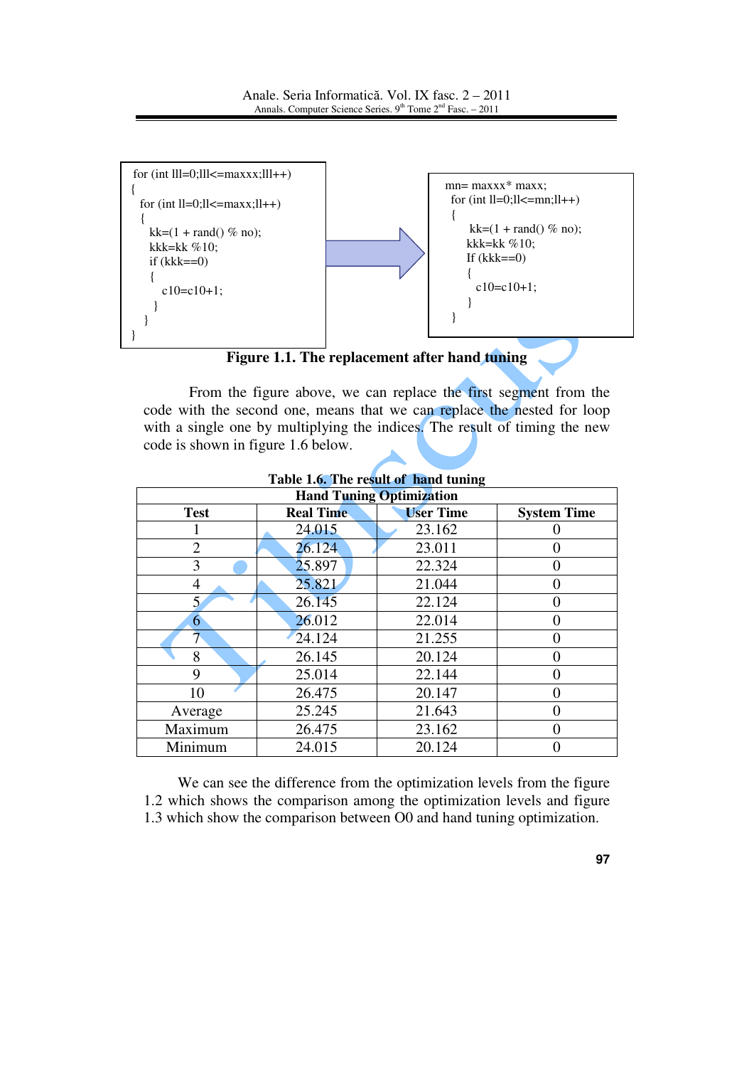```
for (int lll=0;lll<=maxxx;lll++)
{
  for (int ll=0;ll<=maxx;ll++)
  {
    kk=(1 + rand() % no);
    kkk=kk %10;
    if (kkk==0)
    {
      c10=c10+1;
    }
  }
}
```

```
mn= maxxx* maxx;
for (int ll=0;ll<=mn;ll++)
{
   kk=(1 + rand() % no);
   kkk=kk %10;
   If (kkk==0)
   {
     c10=c10+1;
   }
}
```

**Figure 1.1. The replacement after hand tuning**

From the figure above, we can replace the first segment from the code with the second one, means that we can replace the nested for loop with a single one by multiplying the indices. The result of timing the new code is shown in figure 1.6 below.

**Table 1.6. The result of hand tuning**

| Hand Tuning Optimization | | | |
|---|---|---|---|
| **Test** | **Real Time** | **User Time** | **System Time** |
| 1 | 24.015 | 23.162 | 0 |
| 2 | 26.124 | 23.011 | 0 |
| 3 | 25.897 | 22.324 | 0 |
| 4 | 25.821 | 21.044 | 0 |
| 5 | 26.145 | 22.124 | 0 |
| 6 | 26.012 | 22.014 | 0 |
| 7 | 24.124 | 21.255 | 0 |
| 8 | 26.145 | 20.124 | 0 |
| 9 | 25.014 | 22.144 | 0 |
| 10 | 26.475 | 20.147 | 0 |
| Average | 25.245 | 21.643 | 0 |
| Maximum | 26.475 | 23.162 | 0 |
| Minimum | 24.015 | 20.124 | 0 |

We can see the difference from the optimization levels from the figure 1.2 which shows the comparison among the optimization levels and figure 1.3 which show the comparison between O0 and hand tuning optimization.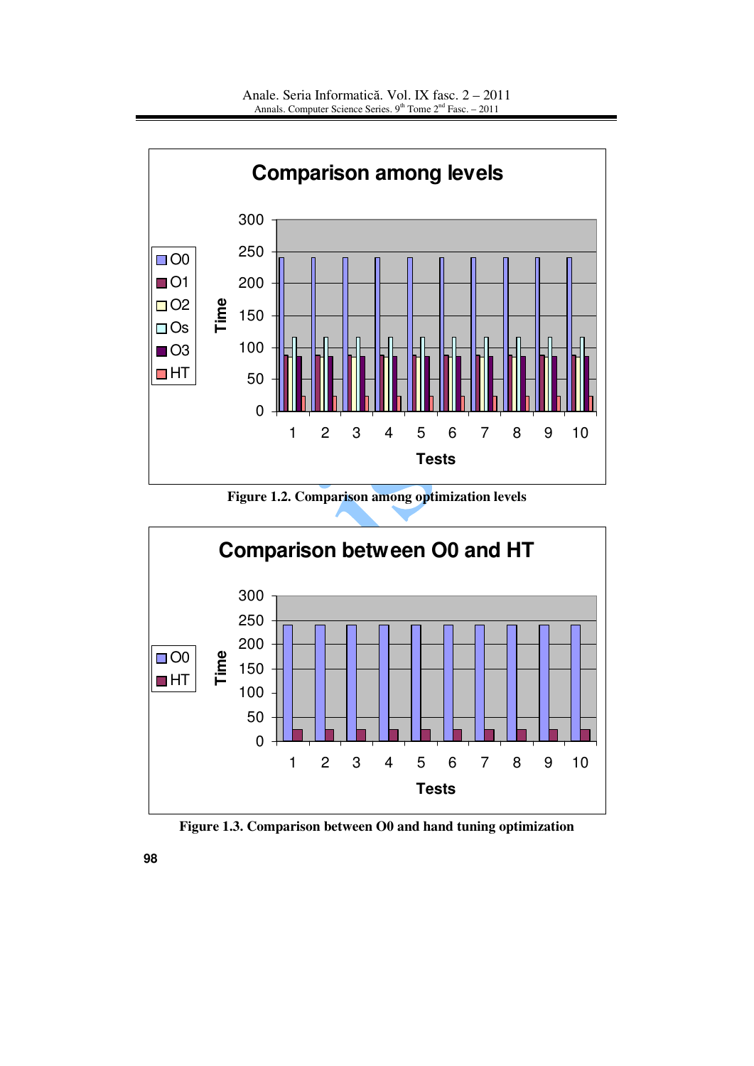Figure 1.2. Comparison among optimization levels

Figure 1.3. Comparison between O0 and hand tuning optimization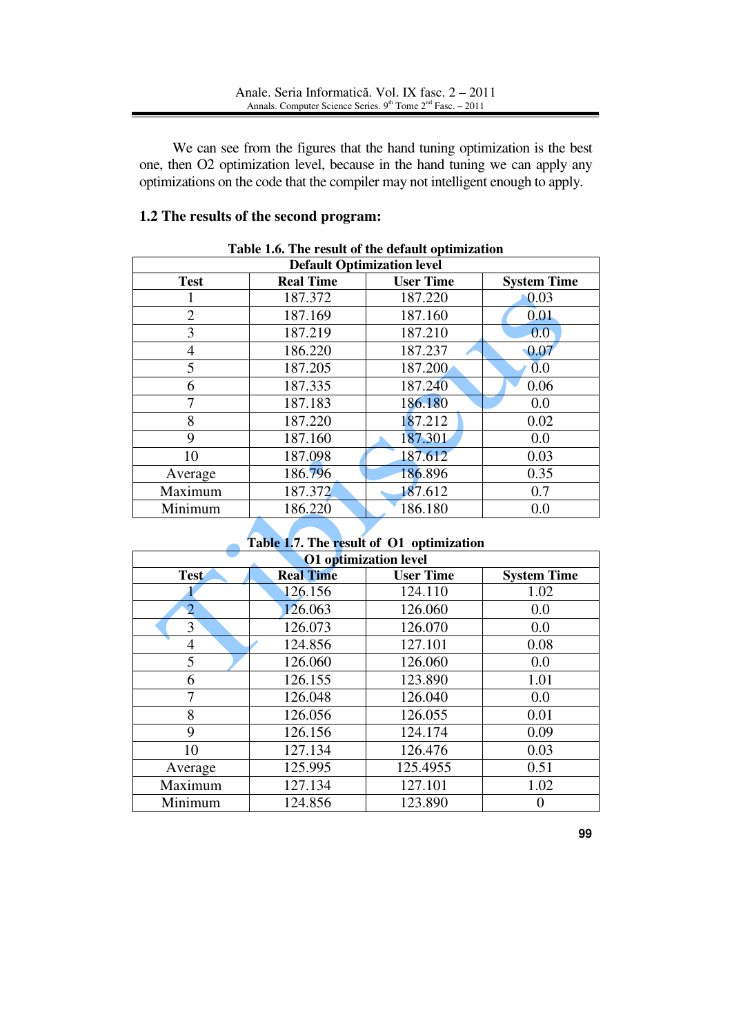We can see from the figures that the hand tuning optimization is the best one, then O2 optimization level, because in the hand tuning we can apply any optimizations on the code that the compiler may not intelligent enough to apply.

## 1.2 The results of the second program:

**Table 1.6. The result of the default optimization**

| Default Optimization level | | | |
|---|---|---|---|
| **Test** | **Real Time** | **User Time** | **System Time** |
| 1 | 187.372 | 187.220 | 0.03 |
| 2 | 187.169 | 187.160 | 0.01 |
| 3 | 187.219 | 187.210 | 0.0 |
| 4 | 186.220 | 187.237 | 0.07 |
| 5 | 187.205 | 187.200 | 0.0 |
| 6 | 187.335 | 187.240 | 0.06 |
| 7 | 187.183 | 186.180 | 0.0 |
| 8 | 187.220 | 187.212 | 0.02 |
| 9 | 187.160 | 187.301 | 0.0 |
| 10 | 187.098 | 187.612 | 0.03 |
| Average | 186.796 | 186.896 | 0.35 |
| Maximum | 187.372 | 187.612 | 0.7 |
| Minimum | 186.220 | 186.180 | 0.0 |

**Table 1.7. The result of O1 optimization**

| O1 optimization level | | | |
|---|---|---|---|
| **Test** | **Real Time** | **User Time** | **System Time** |
| 1 | 126.156 | 124.110 | 1.02 |
| 2 | 126.063 | 126.060 | 0.0 |
| 3 | 126.073 | 126.070 | 0.0 |
| 4 | 124.856 | 127.101 | 0.08 |
| 5 | 126.060 | 126.060 | 0.0 |
| 6 | 126.155 | 123.890 | 1.01 |
| 7 | 126.048 | 126.040 | 0.0 |
| 8 | 126.056 | 126.055 | 0.01 |
| 9 | 126.156 | 124.174 | 0.09 |
| 10 | 127.134 | 126.476 | 0.03 |
| Average | 125.995 | 125.4955 | 0.51 |
| Maximum | 127.134 | 127.101 | 1.02 |
| Minimum | 124.856 | 123.890 | 0 |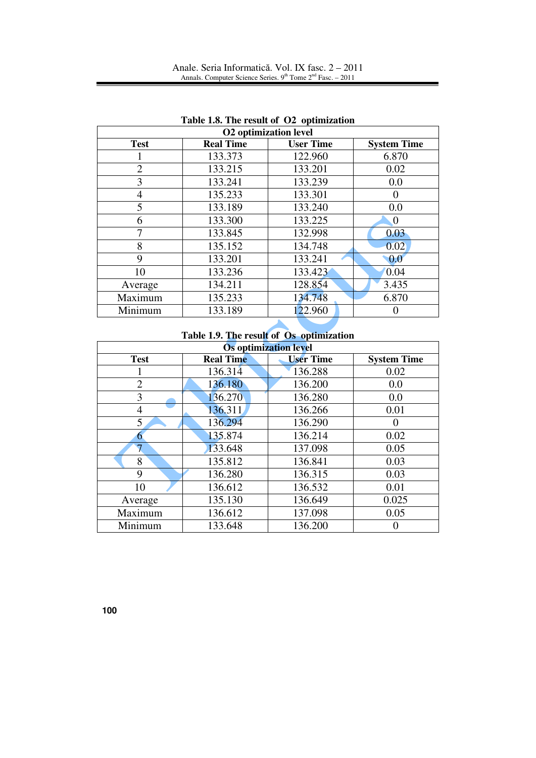**Table 1.8. The result of O2 optimization**

| O2 optimization level | | | |
|---|---|---|---|
| **Test** | **Real Time** | **User Time** | **System Time** |
| 1 | 133.373 | 122.960 | 6.870 |
| 2 | 133.215 | 133.201 | 0.02 |
| 3 | 133.241 | 133.239 | 0.0 |
| 4 | 135.233 | 133.301 | 0 |
| 5 | 133.189 | 133.240 | 0.0 |
| 6 | 133.300 | 133.225 | 0 |
| 7 | 133.845 | 132.998 | 0.03 |
| 8 | 135.152 | 134.748 | 0.02 |
| 9 | 133.201 | 133.241 | 0.0 |
| 10 | 133.236 | 133.423 | 0.04 |
| Average | 134.211 | 128.854 | 3.435 |
| Maximum | 135.233 | 134.748 | 6.870 |
| Minimum | 133.189 | 122.960 | 0 |

**Table 1.9. The result of Os optimization**

| Os optimization level | | | |
|---|---|---|---|
| **Test** | **Real Time** | **User Time** | **System Time** |
| 1 | 136.314 | 136.288 | 0.02 |
| 2 | 136.180 | 136.200 | 0.0 |
| 3 | 136.270 | 136.280 | 0.0 |
| 4 | 136.311 | 136.266 | 0.01 |
| 5 | 136.294 | 136.290 | 0 |
| 6 | 135.874 | 136.214 | 0.02 |
| 7 | 133.648 | 137.098 | 0.05 |
| 8 | 135.812 | 136.841 | 0.03 |
| 9 | 136.280 | 136.315 | 0.03 |
| 10 | 136.612 | 136.532 | 0.01 |
| Average | 135.130 | 136.649 | 0.025 |
| Maximum | 136.612 | 137.098 | 0.05 |
| Minimum | 133.648 | 136.200 | 0 |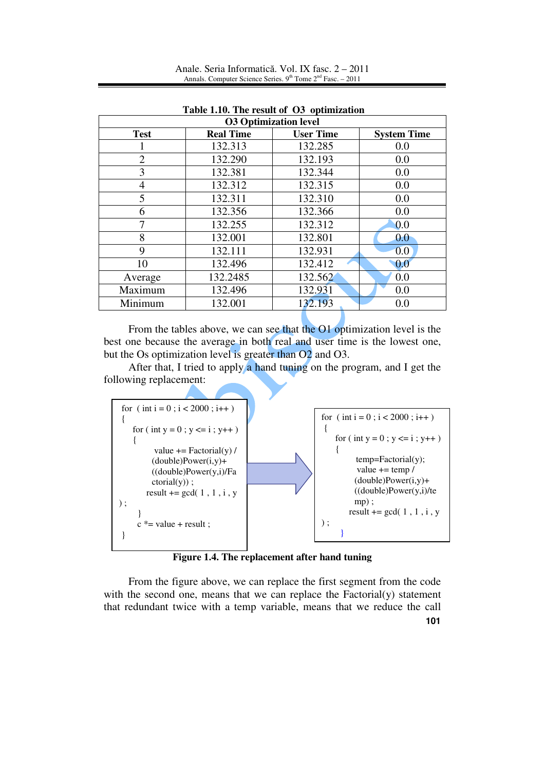Table 1.10. The result of O3 optimization

| O3 Optimization level | | | |
|---|---|---|---|
| **Test** | **Real Time** | **User Time** | **System Time** |
| 1 | 132.313 | 132.285 | 0.0 |
| 2 | 132.290 | 132.193 | 0.0 |
| 3 | 132.381 | 132.344 | 0.0 |
| 4 | 132.312 | 132.315 | 0.0 |
| 5 | 132.311 | 132.310 | 0.0 |
| 6 | 132.356 | 132.366 | 0.0 |
| 7 | 132.255 | 132.312 | 0.0 |
| 8 | 132.001 | 132.801 | 0.0 |
| 9 | 132.111 | 132.931 | 0.0 |
| 10 | 132.496 | 132.412 | 0.0 |
| Average | 132.2485 | 132.562 | 0.0 |
| Maximum | 132.496 | 132.931 | 0.0 |
| Minimum | 132.001 | 132.193 | 0.0 |

From the tables above, we can see that the O1 optimization level is the best one because the average in both real and user time is the lowest one, but the Os optimization level is greater than O2 and O3.

After that, I tried to apply a hand tuning on the program, and I get the following replacement:

```
for  ( int i = 0 ; i < 2000 ; i++ )
{
    for ( int y = 0 ; y <= i ; y++ )
    {
          value += Factorial(y) /
          (double)Power(i,y)+
          ((double)Power(y,i)/Factorial(y)) ;
        result += gcd( 1 , 1 , i , y
) ;
    }
    c *= value + result ;
}
```

```
for  ( int i = 0 ; i < 2000 ; i++ )
{
    for ( int y = 0 ; y <= i ; y++ )
    {
          temp=Factorial(y);
          value += temp /
          (double)Power(i,y)+
          ((double)Power(y,i)/temp) ;
        result += gcd( 1 , 1 , i , y
) ;
    }
```

**Figure 1.4. The replacement after hand tuning**

From the figure above, we can replace the first segment from the code with the second one, means that we can replace the Factorial(y) statement that redundant twice with a temp variable, means that we reduce the call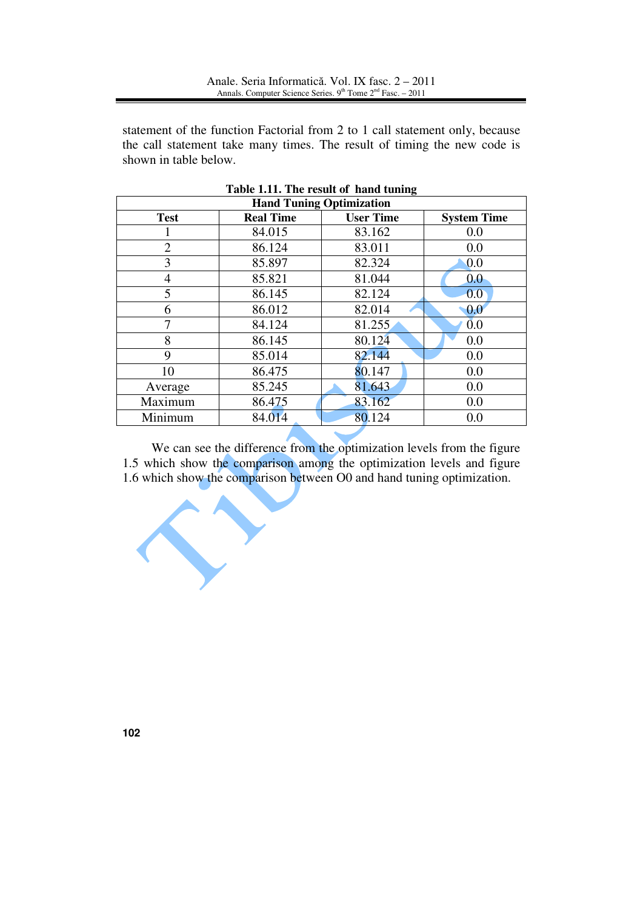statement of the function Factorial from 2 to 1 call statement only, because the call statement take many times. The result of timing the new code is shown in table below.

**Table 1.11. The result of hand tuning**

| Hand Tuning Optimization | | | |
|---|---|---|---|
| **Test** | **Real Time** | **User Time** | **System Time** |
| 1 | 84.015 | 83.162 | 0.0 |
| 2 | 86.124 | 83.011 | 0.0 |
| 3 | 85.897 | 82.324 | 0.0 |
| 4 | 85.821 | 81.044 | 0.0 |
| 5 | 86.145 | 82.124 | 0.0 |
| 6 | 86.012 | 82.014 | 0.0 |
| 7 | 84.124 | 81.255 | 0.0 |
| 8 | 86.145 | 80.124 | 0.0 |
| 9 | 85.014 | 82.144 | 0.0 |
| 10 | 86.475 | 80.147 | 0.0 |
| Average | 85.245 | 81.643 | 0.0 |
| Maximum | 86.475 | 83.162 | 0.0 |
| Minimum | 84.014 | 80.124 | 0.0 |

We can see the difference from the optimization levels from the figure 1.5 which show the comparison among the optimization levels and figure 1.6 which show the comparison between O0 and hand tuning optimization.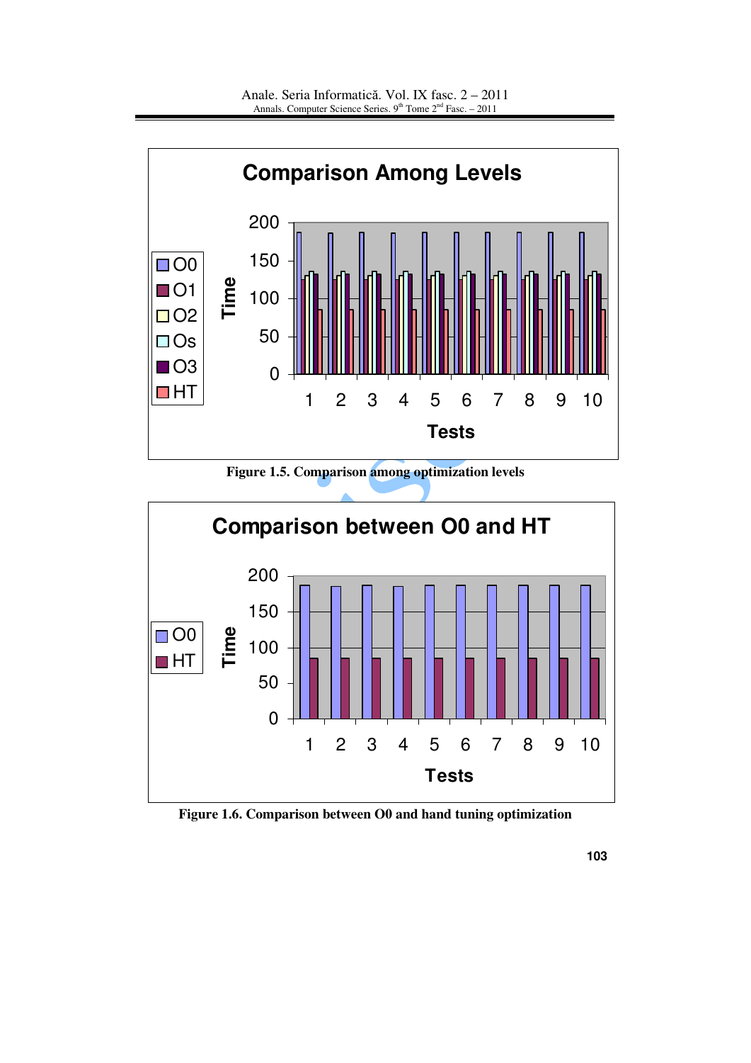Comparison Among Levels

Time

200
150
100
50
0

1 2 3 4 5 6 7 8 9 10

Tests

O0
O1
O2
Os
O3
HT

**Figure 1.5. Comparison among optimization levels**

Comparison between O0 and HT

Time

200
150
100
50
0

1 2 3 4 5 6 7 8 9 10

Tests

O0
HT

**Figure 1.6. Comparison between O0 and hand tuning optimization**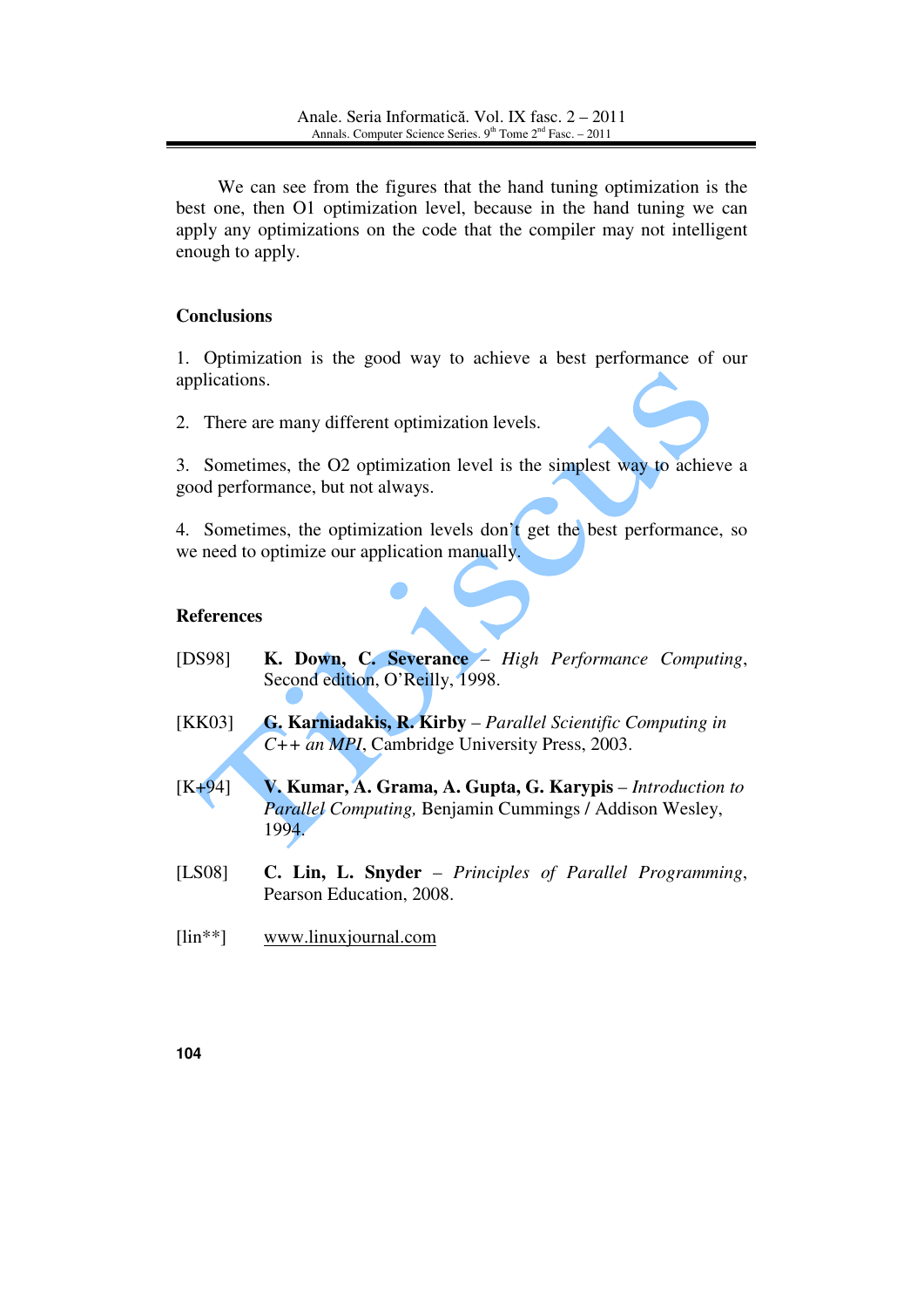We can see from the figures that the hand tuning optimization is the best one, then O1 optimization level, because in the hand tuning we can apply any optimizations on the code that the compiler may not intelligent enough to apply.

## Conclusions

1. Optimization is the good way to achieve a best performance of our applications.

2. There are many different optimization levels.

3. Sometimes, the O2 optimization level is the simplest way to achieve a good performance, but not always.

4. Sometimes, the optimization levels don't get the best performance, so we need to optimize our application manually.

## References

[DS98] **K. Down, C. Severance** – *High Performance Computing*, Second edition, O'Reilly, 1998.

[KK03] **G. Karniadakis, R. Kirby** – *Parallel Scientific Computing in C++ an MPI*, Cambridge University Press, 2003.

[K+94] **V. Kumar, A. Grama, A. Gupta, G. Karypis** – *Introduction to Parallel Computing,* Benjamin Cummings / Addison Wesley, 1994.

[LS08] **C. Lin, L. Snyder** – *Principles of Parallel Programming*, Pearson Education, 2008.

[lin**] www.linuxjournal.com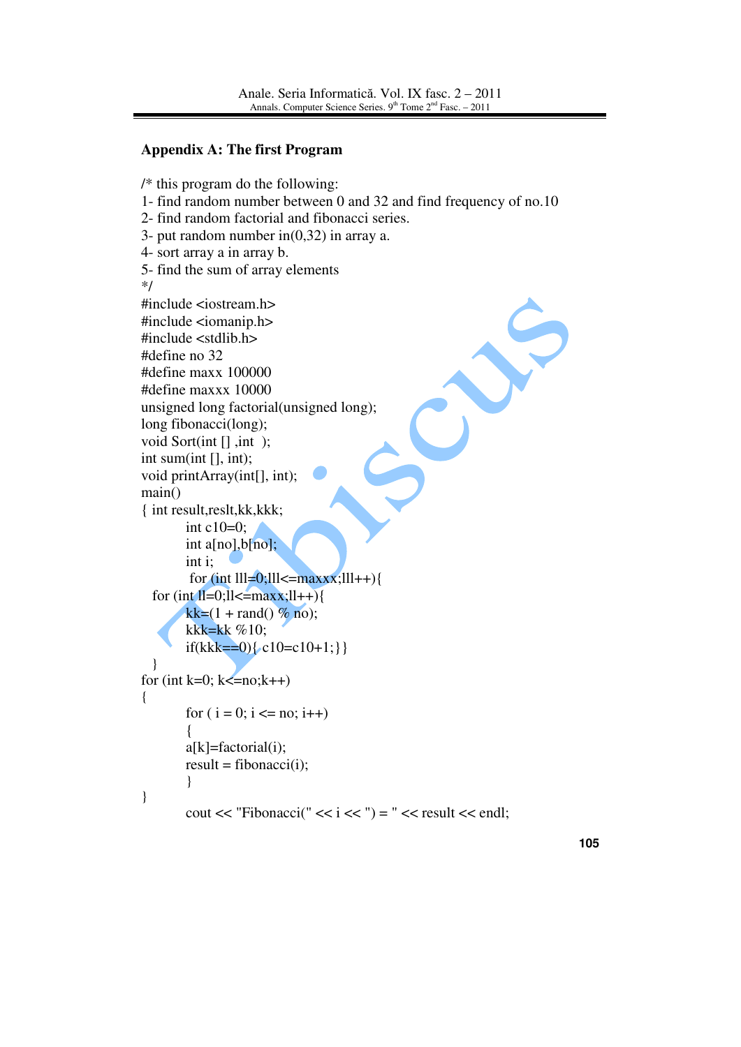## Appendix A: The first Program

```
/* this program do the following:
1- find random number between 0 and 32 and find frequency of no.10
2- find random factorial and fibonacci series.
3- put random number in(0,32) in array a.
4- sort array a in array b.
5- find the sum of array elements
*/
#include <iostream.h>
#include <iomanip.h>
#include <stdlib.h>
#define no 32
#define maxx 100000
#define maxxx 10000
unsigned long factorial(unsigned long);
long fibonacci(long);
void Sort(int [] ,int  );
int sum(int [], int);
void printArray(int[], int);
main()
{ int result,reslt,kk,kkk;
        int c10=0;
        int a[no],b[no];
        int i;
         for (int lll=0;lll<=maxxx;lll++){
  for (int ll=0;ll<=maxx;ll++){
        kk=(1 + rand() % no);
        kkk=kk %10;
        if(kkk==0){ c10=c10+1;}}
  }
for (int k=0; k<=no;k++)
{
        for ( i = 0; i <= no; i++)
        {
        a[k]=factorial(i);
        result = fibonacci(i);
        }
}
        cout << "Fibonacci(" << i << ") = " << result << endl;
```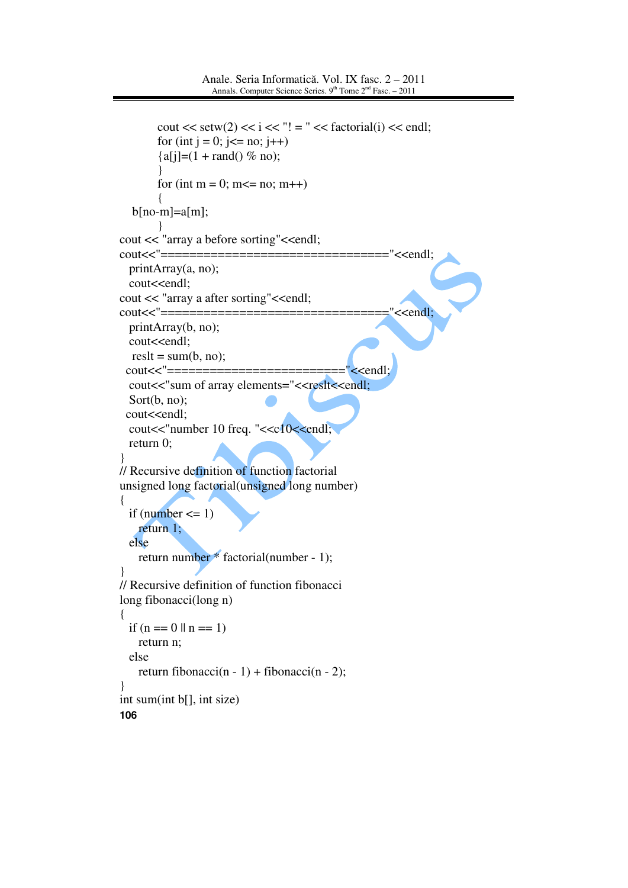```
            cout << setw(2) << i << "! = " << factorial(i) << endl;
            for (int j = 0; j<= no; j++)
            {a[j]=(1 + rand() % no);
            }
            for (int m = 0; m<= no; m++)
            {
     b[no-m]=a[m];
            }
cout << "array a before sorting"<<endl;
cout<<"================================="<<endl;
  printArray(a, no);
  cout<<endl;
cout << "array a after sorting"<<endl;
cout<<"================================="<<endl;
  printArray(b, no);
  cout<<endl;
   reslt = sum(b, no);
 cout<<"========================="<<endl;
  cout<<"sum of array elements="<<reslt<<endl;
  Sort(b, no);
 cout<<endl;
  cout<<"number 10 freq. "<<c10<<endl;
  return 0;
}
// Recursive definition of function factorial
unsigned long factorial(unsigned long number)
{
  if (number <= 1)
     return 1;
  else
     return number * factorial(number - 1);
}
// Recursive definition of function fibonacci
long fibonacci(long n)
{
  if (n == 0 || n == 1)
     return n;
  else
     return fibonacci(n - 1) + fibonacci(n - 2);
}
int sum(int b[], int size)
```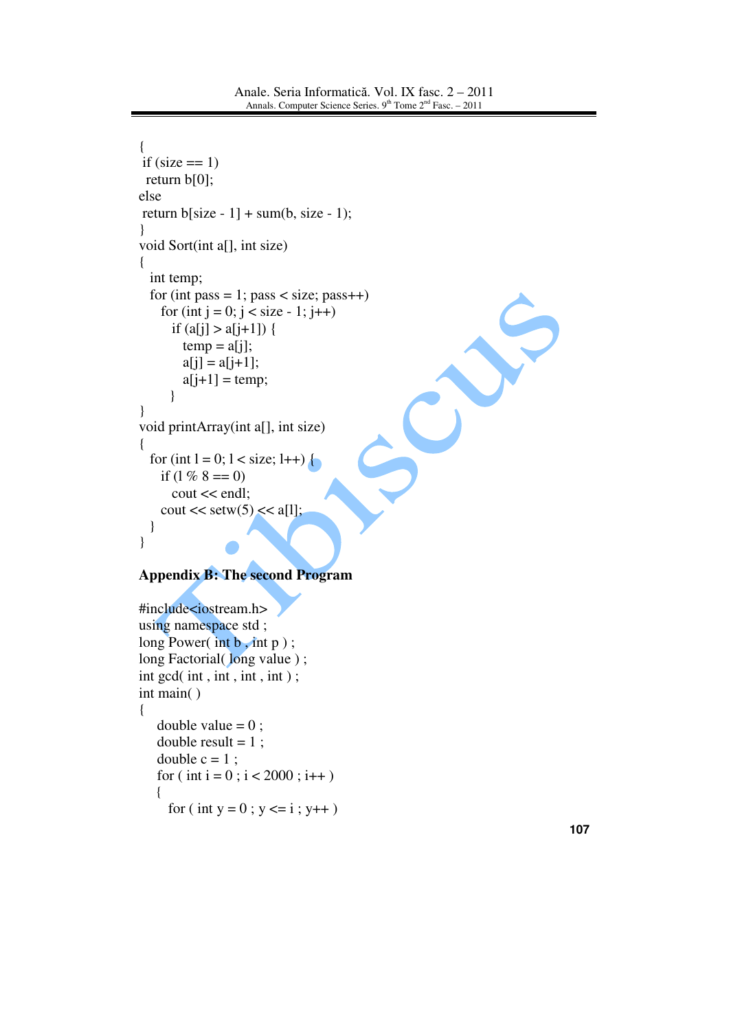```
{
 if (size == 1)
  return b[0];
else
 return b[size - 1] + sum(b, size - 1);
}
void Sort(int a[], int size)
{
   int temp;
   for (int pass = 1; pass < size; pass++)
      for (int j = 0; j < size - 1; j++)
         if (a[j] > a[j+1]) {
            temp = a[j];
            a[j] = a[j+1];
            a[j+1] = temp;
         }
}
void printArray(int a[], int size)
{
   for (int l = 0; l < size; l++) {
      if (l % 8 == 0)
         cout << endl;
      cout << setw(5) << a[l];
   }
}
```

**Appendix B: The second Program**

```
#include<iostream.h>
using namespace std ;
long Power( int b , int p ) ;
long Factorial( long value ) ;
int gcd( int , int , int ) ;
int main( )
{
    double value = 0 ;
    double result = 1 ;
    double c = 1 ;
    for ( int i = 0 ; i < 2000 ; i++ )
    {
       for ( int y = 0 ; y <= i ; y++ )
```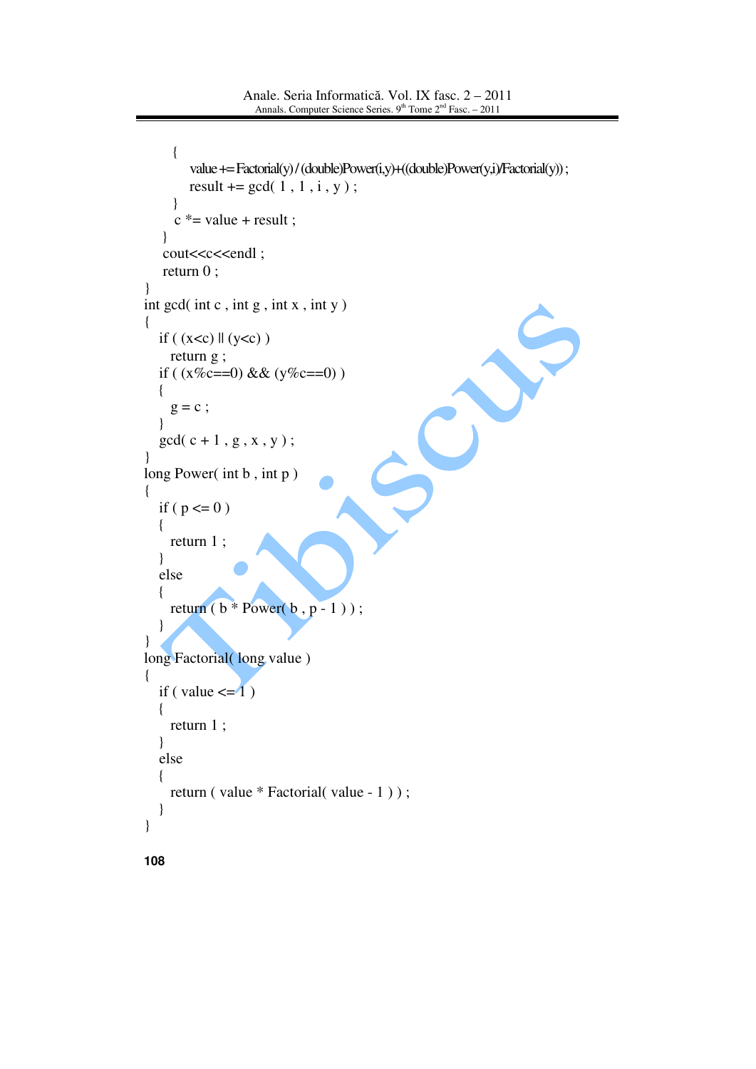```
        {
            value += Factorial(y) / (double)Power(i,y)+((double)Power(y,i)/Factorial(y)) ;
            result += gcd( 1 , 1 , i , y ) ;
        }
        c *= value + result ;
    }
    cout<<c<<endl ;
    return 0 ;
}
int gcd( int c , int g , int x , int y )
{
    if ( (x<c) || (y<c) )
        return g ;
    if ( (x%c==0) && (y%c==0) )
    {
        g = c ;
    }
    gcd( c + 1 , g , x , y ) ;
}
long Power( int b , int p )
{
    if ( p <= 0 )
    {
        return 1 ;
    }
    else
    {
        return ( b * Power( b , p - 1 ) ) ;
    }
}
long Factorial( long value )
{
    if ( value <= 1 )
    {
        return 1 ;
    }
    else
    {
        return ( value * Factorial( value - 1 ) ) ;
    }
}
```